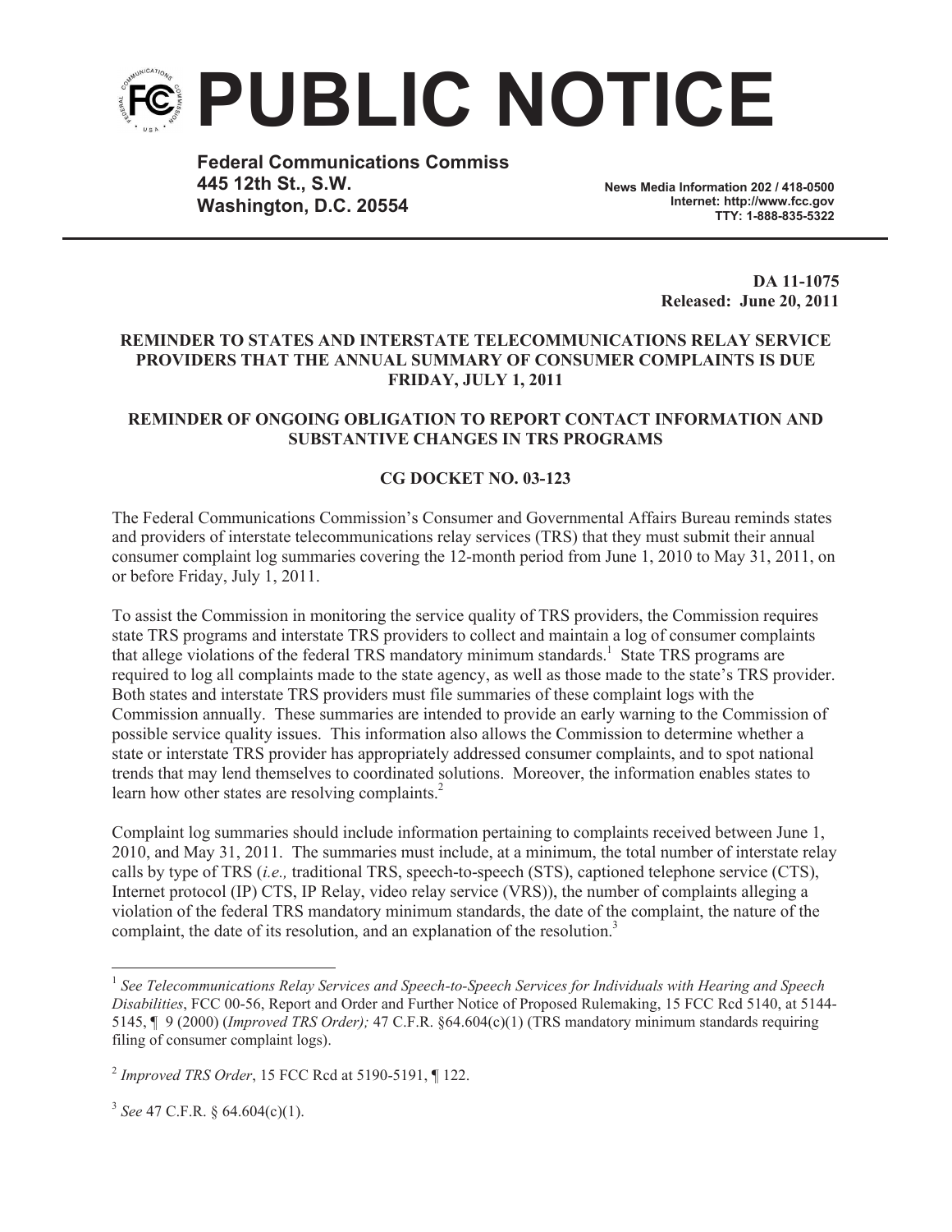# PUBLIC NOTICE

**Federal Communications Commission**
**445 12th St., S.W.**
**Washington, D.C. 20554**

**News Media Information 202 / 418-0500**
**Internet: http://www.fcc.gov**
**TTY: 1-888-835-5322**

**DA 11-1075**
**Released: June 20, 2011**

**REMINDER TO STATES AND INTERSTATE TELECOMMUNICATIONS RELAY SERVICE PROVIDERS THAT THE ANNUAL SUMMARY OF CONSUMER COMPLAINTS IS DUE FRIDAY, JULY 1, 2011**

**REMINDER OF ONGOING OBLIGATION TO REPORT CONTACT INFORMATION AND SUBSTANTIVE CHANGES IN TRS PROGRAMS**

**CG DOCKET NO. 03-123**

The Federal Communications Commission's Consumer and Governmental Affairs Bureau reminds states and providers of interstate telecommunications relay services (TRS) that they must submit their annual consumer complaint log summaries covering the 12-month period from June 1, 2010 to May 31, 2011, on or before Friday, July 1, 2011.

To assist the Commission in monitoring the service quality of TRS providers, the Commission requires state TRS programs and interstate TRS providers to collect and maintain a log of consumer complaints that allege violations of the federal TRS mandatory minimum standards.[1] State TRS programs are required to log all complaints made to the state agency, as well as those made to the state's TRS provider. Both states and interstate TRS providers must file summaries of these complaint logs with the Commission annually. These summaries are intended to provide an early warning to the Commission of possible service quality issues. This information also allows the Commission to determine whether a state or interstate TRS provider has appropriately addressed consumer complaints, and to spot national trends that may lend themselves to coordinated solutions. Moreover, the information enables states to learn how other states are resolving complaints.[2]

Complaint log summaries should include information pertaining to complaints received between June 1, 2010, and May 31, 2011. The summaries must include, at a minimum, the total number of interstate relay calls by type of TRS (*i.e.,* traditional TRS, speech-to-speech (STS), captioned telephone service (CTS), Internet protocol (IP) CTS, IP Relay, video relay service (VRS)), the number of complaints alleging a violation of the federal TRS mandatory minimum standards, the date of the complaint, the nature of the complaint, the date of its resolution, and an explanation of the resolution.[3]

---

[1] *See Telecommunications Relay Services and Speech-to-Speech Services for Individuals with Hearing and Speech Disabilities*, FCC 00-56, Report and Order and Further Notice of Proposed Rulemaking, 15 FCC Rcd 5140, at 5144-5145, ¶ 9 (2000) (*Improved TRS Order);* 47 C.F.R. §64.604(c)(1) (TRS mandatory minimum standards requiring filing of consumer complaint logs).

[2] *Improved TRS Order*, 15 FCC Rcd at 5190-5191, ¶ 122.

[3] *See* 47 C.F.R. § 64.604(c)(1).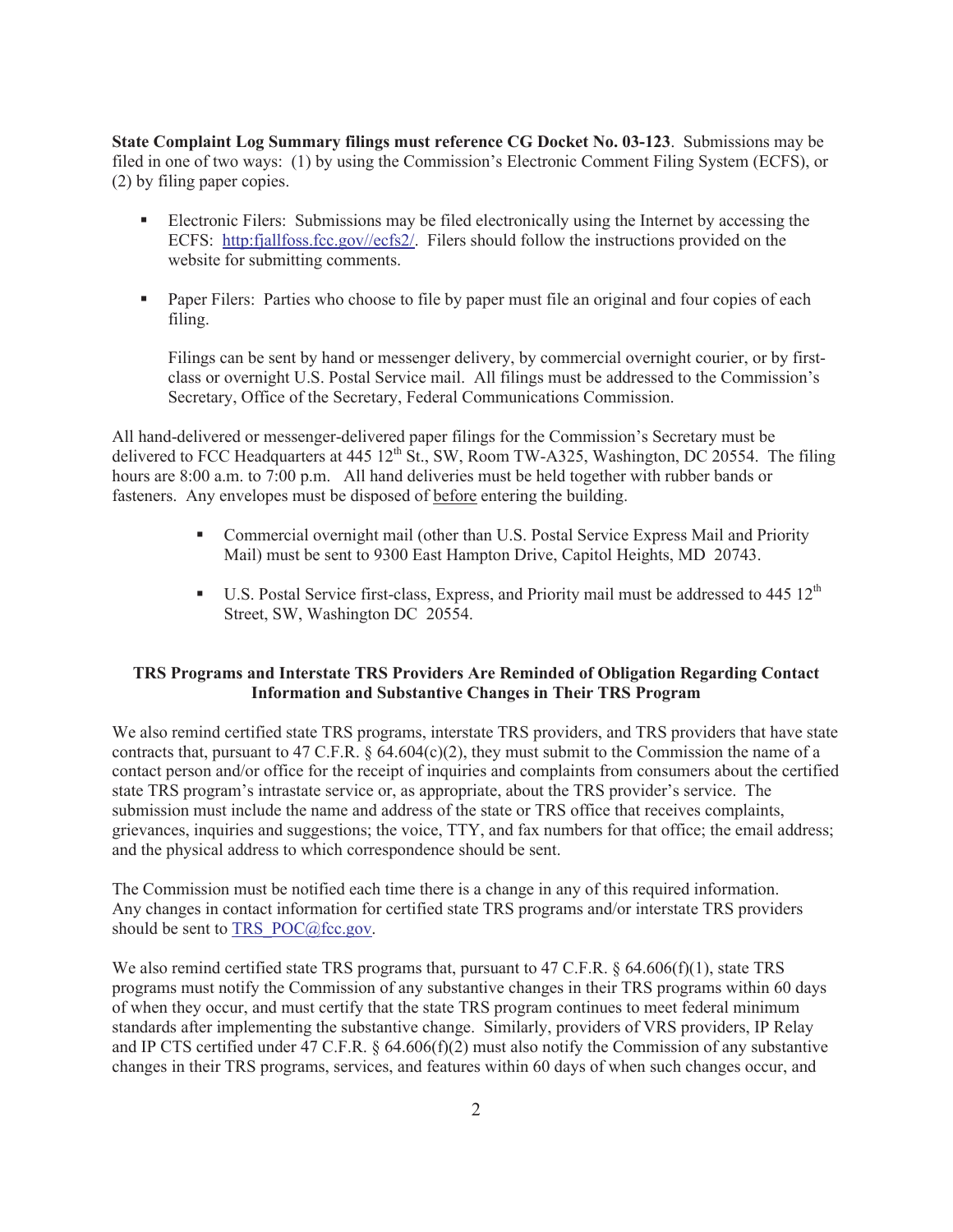**State Complaint Log Summary filings must reference CG Docket No. 03-123**. Submissions may be filed in one of two ways: (1) by using the Commission's Electronic Comment Filing System (ECFS), or (2) by filing paper copies.

- Electronic Filers: Submissions may be filed electronically using the Internet by accessing the ECFS: http:fjallfoss.fcc.gov//ecfs2/. Filers should follow the instructions provided on the website for submitting comments.

- Paper Filers: Parties who choose to file by paper must file an original and four copies of each filing.

  Filings can be sent by hand or messenger delivery, by commercial overnight courier, or by first-class or overnight U.S. Postal Service mail. All filings must be addressed to the Commission's Secretary, Office of the Secretary, Federal Communications Commission.

All hand-delivered or messenger-delivered paper filings for the Commission's Secretary must be delivered to FCC Headquarters at 445 12th St., SW, Room TW-A325, Washington, DC 20554. The filing hours are 8:00 a.m. to 7:00 p.m. All hand deliveries must be held together with rubber bands or fasteners. Any envelopes must be disposed of before entering the building.

- Commercial overnight mail (other than U.S. Postal Service Express Mail and Priority Mail) must be sent to 9300 East Hampton Drive, Capitol Heights, MD 20743.

- U.S. Postal Service first-class, Express, and Priority mail must be addressed to 445 12th Street, SW, Washington DC 20554.

**TRS Programs and Interstate TRS Providers Are Reminded of Obligation Regarding Contact Information and Substantive Changes in Their TRS Program**

We also remind certified state TRS programs, interstate TRS providers, and TRS providers that have state contracts that, pursuant to 47 C.F.R. § 64.604(c)(2), they must submit to the Commission the name of a contact person and/or office for the receipt of inquiries and complaints from consumers about the certified state TRS program's intrastate service or, as appropriate, about the TRS provider's service. The submission must include the name and address of the state or TRS office that receives complaints, grievances, inquiries and suggestions; the voice, TTY, and fax numbers for that office; the email address; and the physical address to which correspondence should be sent.

The Commission must be notified each time there is a change in any of this required information. Any changes in contact information for certified state TRS programs and/or interstate TRS providers should be sent to TRS_POC@fcc.gov.

We also remind certified state TRS programs that, pursuant to 47 C.F.R. § 64.606(f)(1), state TRS programs must notify the Commission of any substantive changes in their TRS programs within 60 days of when they occur, and must certify that the state TRS program continues to meet federal minimum standards after implementing the substantive change. Similarly, providers of VRS providers, IP Relay and IP CTS certified under 47 C.F.R. § 64.606(f)(2) must also notify the Commission of any substantive changes in their TRS programs, services, and features within 60 days of when such changes occur, and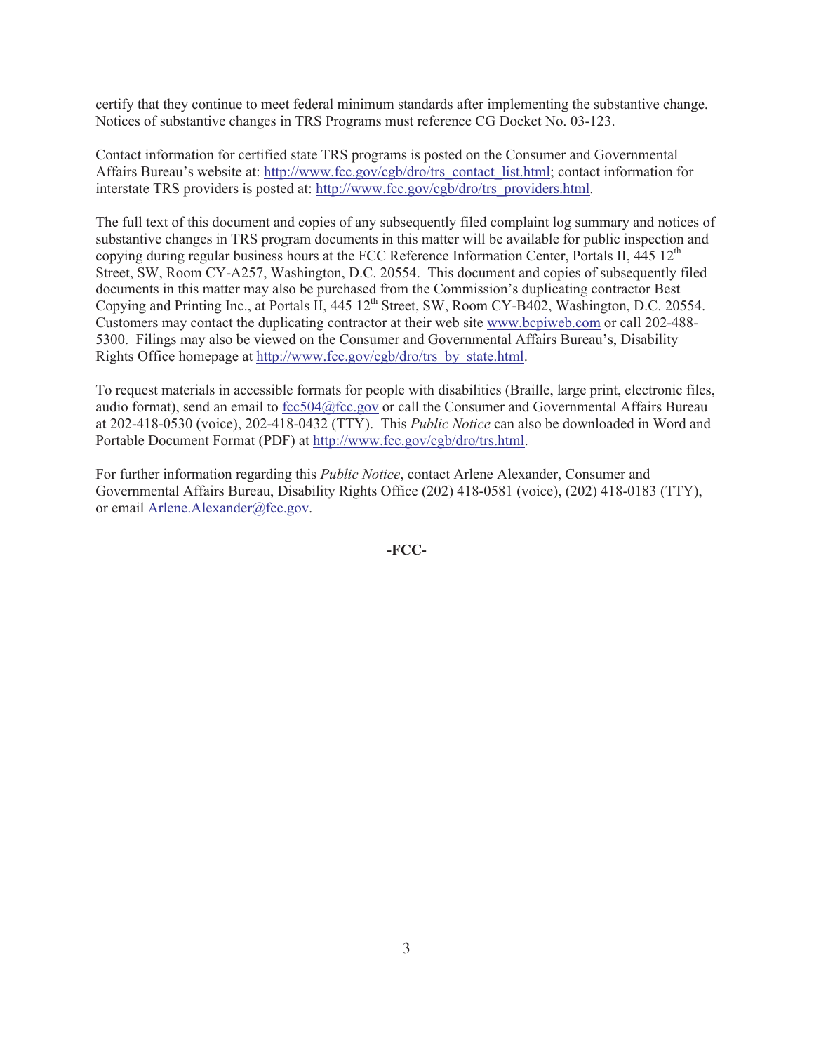certify that they continue to meet federal minimum standards after implementing the substantive change. Notices of substantive changes in TRS Programs must reference CG Docket No. 03-123.

Contact information for certified state TRS programs is posted on the Consumer and Governmental Affairs Bureau's website at: http://www.fcc.gov/cgb/dro/trs_contact_list.html; contact information for interstate TRS providers is posted at: http://www.fcc.gov/cgb/dro/trs_providers.html.

The full text of this document and copies of any subsequently filed complaint log summary and notices of substantive changes in TRS program documents in this matter will be available for public inspection and copying during regular business hours at the FCC Reference Information Center, Portals II, 445 12th Street, SW, Room CY-A257, Washington, D.C. 20554. This document and copies of subsequently filed documents in this matter may also be purchased from the Commission's duplicating contractor Best Copying and Printing Inc., at Portals II, 445 12th Street, SW, Room CY-B402, Washington, D.C. 20554. Customers may contact the duplicating contractor at their web site www.bcpiweb.com or call 202-488-5300. Filings may also be viewed on the Consumer and Governmental Affairs Bureau's, Disability Rights Office homepage at http://www.fcc.gov/cgb/dro/trs_by_state.html.

To request materials in accessible formats for people with disabilities (Braille, large print, electronic files, audio format), send an email to fcc504@fcc.gov or call the Consumer and Governmental Affairs Bureau at 202-418-0530 (voice), 202-418-0432 (TTY). This *Public Notice* can also be downloaded in Word and Portable Document Format (PDF) at http://www.fcc.gov/cgb/dro/trs.html.

For further information regarding this *Public Notice*, contact Arlene Alexander, Consumer and Governmental Affairs Bureau, Disability Rights Office (202) 418-0581 (voice), (202) 418-0183 (TTY), or email Arlene.Alexander@fcc.gov.

**-FCC-**